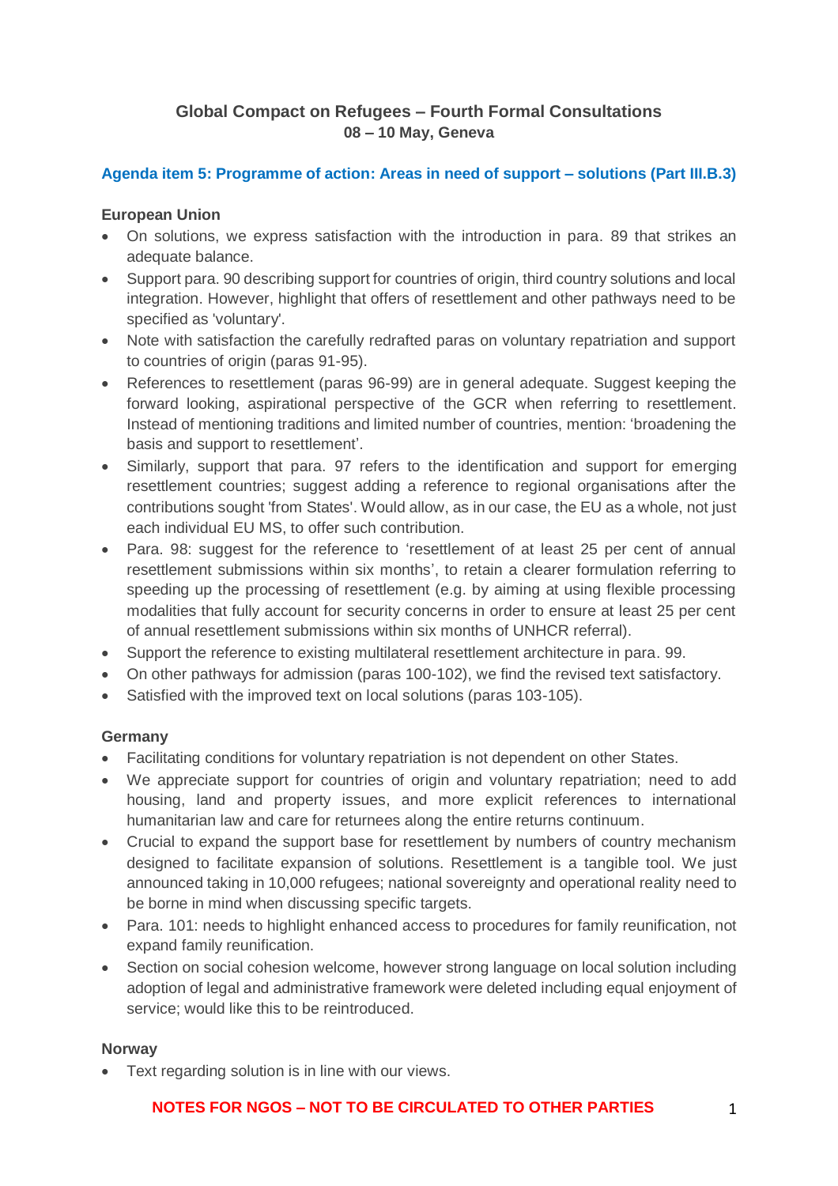# Global Compact on Refugees – Fourth Formal Consultations
## 08 – 10 May, Geneva

### Agenda item 5: Programme of action: Areas in need of support – solutions (Part III.B.3)

**European Union**

- On solutions, we express satisfaction with the introduction in para. 89 that strikes an adequate balance.
- Support para. 90 describing support for countries of origin, third country solutions and local integration. However, highlight that offers of resettlement and other pathways need to be specified as 'voluntary'.
- Note with satisfaction the carefully redrafted paras on voluntary repatriation and support to countries of origin (paras 91-95).
- References to resettlement (paras 96-99) are in general adequate. Suggest keeping the forward looking, aspirational perspective of the GCR when referring to resettlement. Instead of mentioning traditions and limited number of countries, mention: 'broadening the basis and support to resettlement'.
- Similarly, support that para. 97 refers to the identification and support for emerging resettlement countries; suggest adding a reference to regional organisations after the contributions sought 'from States'. Would allow, as in our case, the EU as a whole, not just each individual EU MS, to offer such contribution.
- Para. 98: suggest for the reference to 'resettlement of at least 25 per cent of annual resettlement submissions within six months', to retain a clearer formulation referring to speeding up the processing of resettlement (e.g. by aiming at using flexible processing modalities that fully account for security concerns in order to ensure at least 25 per cent of annual resettlement submissions within six months of UNHCR referral).
- Support the reference to existing multilateral resettlement architecture in para. 99.
- On other pathways for admission (paras 100-102), we find the revised text satisfactory.
- Satisfied with the improved text on local solutions (paras 103-105).

**Germany**

- Facilitating conditions for voluntary repatriation is not dependent on other States.
- We appreciate support for countries of origin and voluntary repatriation; need to add housing, land and property issues, and more explicit references to international humanitarian law and care for returnees along the entire returns continuum.
- Crucial to expand the support base for resettlement by numbers of country mechanism designed to facilitate expansion of solutions. Resettlement is a tangible tool. We just announced taking in 10,000 refugees; national sovereignty and operational reality need to be borne in mind when discussing specific targets.
- Para. 101: needs to highlight enhanced access to procedures for family reunification, not expand family reunification.
- Section on social cohesion welcome, however strong language on local solution including adoption of legal and administrative framework were deleted including equal enjoyment of service; would like this to be reintroduced.

**Norway**

- Text regarding solution is in line with our views.

**NOTES FOR NGOS – NOT TO BE CIRCULATED TO OTHER PARTIES**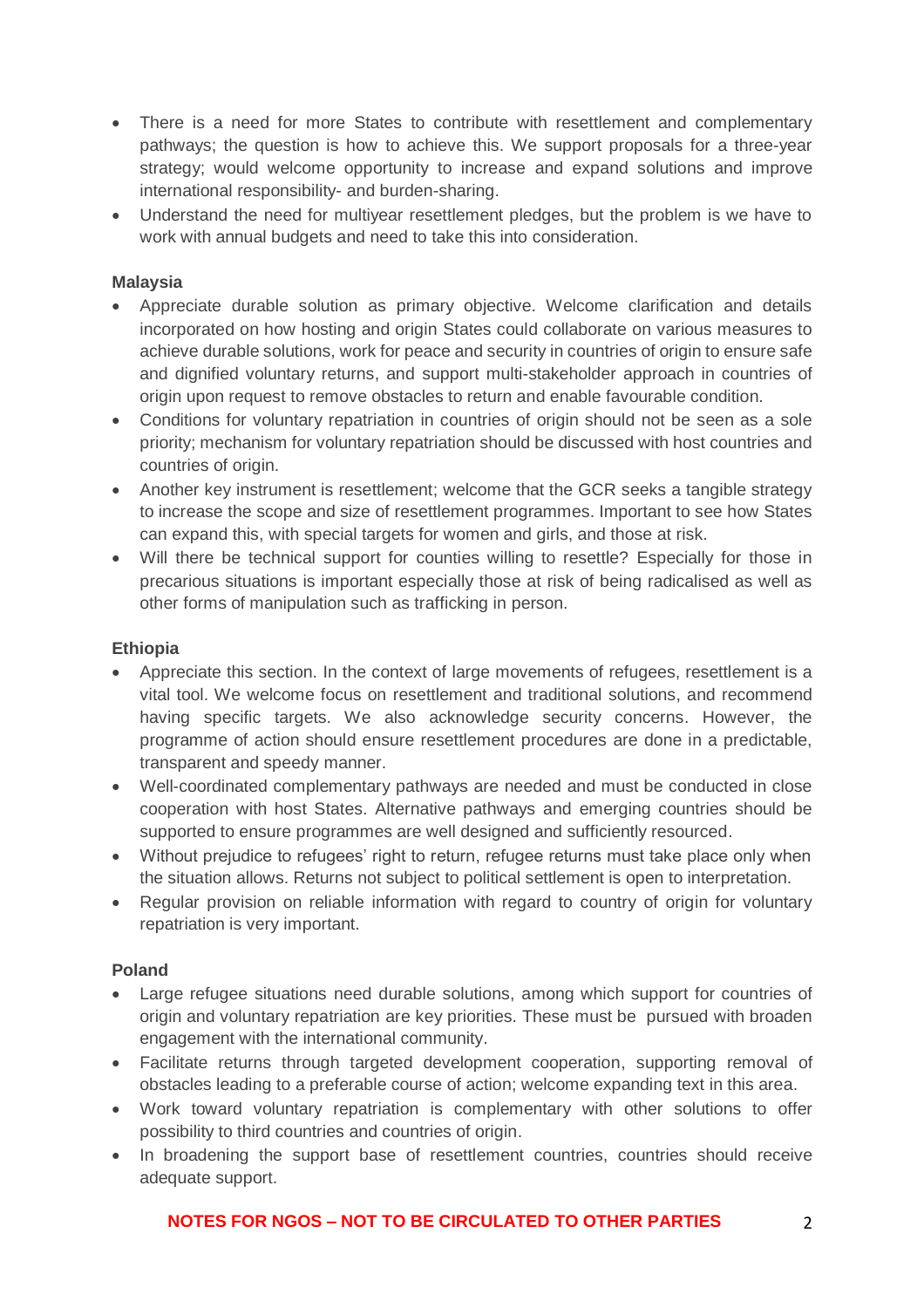- There is a need for more States to contribute with resettlement and complementary pathways; the question is how to achieve this. We support proposals for a three-year strategy; would welcome opportunity to increase and expand solutions and improve international responsibility- and burden-sharing.
- Understand the need for multiyear resettlement pledges, but the problem is we have to work with annual budgets and need to take this into consideration.

**Malaysia**

- Appreciate durable solution as primary objective. Welcome clarification and details incorporated on how hosting and origin States could collaborate on various measures to achieve durable solutions, work for peace and security in countries of origin to ensure safe and dignified voluntary returns, and support multi-stakeholder approach in countries of origin upon request to remove obstacles to return and enable favourable condition.
- Conditions for voluntary repatriation in countries of origin should not be seen as a sole priority; mechanism for voluntary repatriation should be discussed with host countries and countries of origin.
- Another key instrument is resettlement; welcome that the GCR seeks a tangible strategy to increase the scope and size of resettlement programmes. Important to see how States can expand this, with special targets for women and girls, and those at risk.
- Will there be technical support for counties willing to resettle? Especially for those in precarious situations is important especially those at risk of being radicalised as well as other forms of manipulation such as trafficking in person.

**Ethiopia**

- Appreciate this section. In the context of large movements of refugees, resettlement is a vital tool. We welcome focus on resettlement and traditional solutions, and recommend having specific targets. We also acknowledge security concerns. However, the programme of action should ensure resettlement procedures are done in a predictable, transparent and speedy manner.
- Well-coordinated complementary pathways are needed and must be conducted in close cooperation with host States. Alternative pathways and emerging countries should be supported to ensure programmes are well designed and sufficiently resourced.
- Without prejudice to refugees' right to return, refugee returns must take place only when the situation allows. Returns not subject to political settlement is open to interpretation.
- Regular provision on reliable information with regard to country of origin for voluntary repatriation is very important.

**Poland**

- Large refugee situations need durable solutions, among which support for countries of origin and voluntary repatriation are key priorities. These must be pursued with broaden engagement with the international community.
- Facilitate returns through targeted development cooperation, supporting removal of obstacles leading to a preferable course of action; welcome expanding text in this area.
- Work toward voluntary repatriation is complementary with other solutions to offer possibility to third countries and countries of origin.
- In broadening the support base of resettlement countries, countries should receive adequate support.

**NOTES FOR NGOS – NOT TO BE CIRCULATED TO OTHER PARTIES**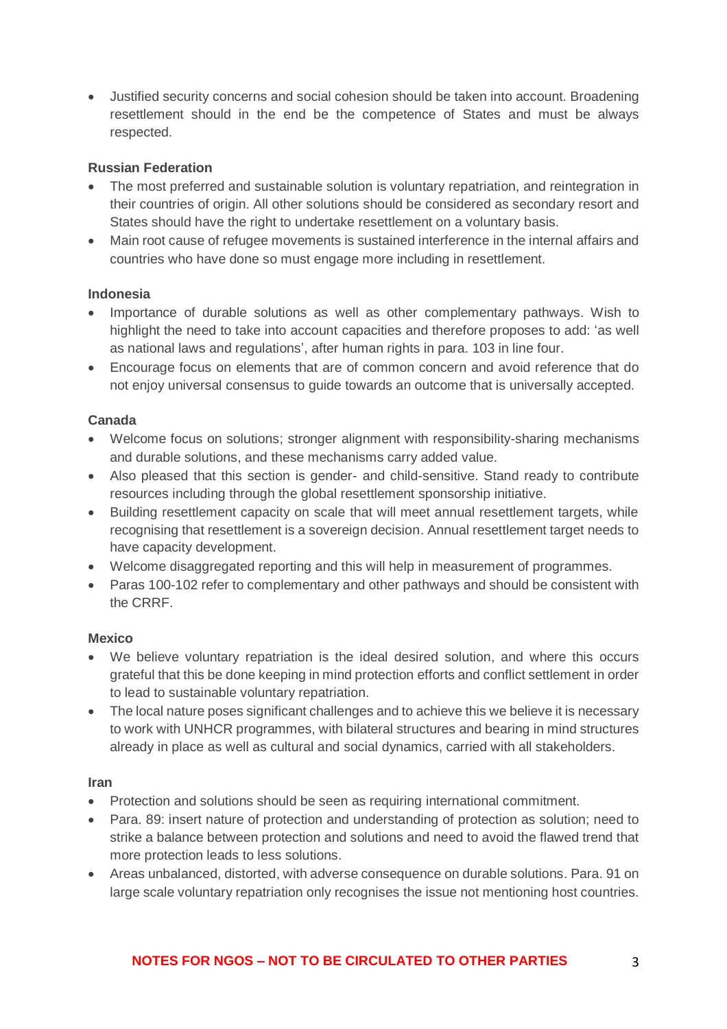- Justified security concerns and social cohesion should be taken into account. Broadening resettlement should in the end be the competence of States and must be always respected.

**Russian Federation**

- The most preferred and sustainable solution is voluntary repatriation, and reintegration in their countries of origin. All other solutions should be considered as secondary resort and States should have the right to undertake resettlement on a voluntary basis.
- Main root cause of refugee movements is sustained interference in the internal affairs and countries who have done so must engage more including in resettlement.

**Indonesia**

- Importance of durable solutions as well as other complementary pathways. Wish to highlight the need to take into account capacities and therefore proposes to add: 'as well as national laws and regulations', after human rights in para. 103 in line four.
- Encourage focus on elements that are of common concern and avoid reference that do not enjoy universal consensus to guide towards an outcome that is universally accepted.

**Canada**

- Welcome focus on solutions; stronger alignment with responsibility-sharing mechanisms and durable solutions, and these mechanisms carry added value.
- Also pleased that this section is gender- and child-sensitive. Stand ready to contribute resources including through the global resettlement sponsorship initiative.
- Building resettlement capacity on scale that will meet annual resettlement targets, while recognising that resettlement is a sovereign decision. Annual resettlement target needs to have capacity development.
- Welcome disaggregated reporting and this will help in measurement of programmes.
- Paras 100-102 refer to complementary and other pathways and should be consistent with the CRRF.

**Mexico**

- We believe voluntary repatriation is the ideal desired solution, and where this occurs grateful that this be done keeping in mind protection efforts and conflict settlement in order to lead to sustainable voluntary repatriation.
- The local nature poses significant challenges and to achieve this we believe it is necessary to work with UNHCR programmes, with bilateral structures and bearing in mind structures already in place as well as cultural and social dynamics, carried with all stakeholders.

**Iran**

- Protection and solutions should be seen as requiring international commitment.
- Para. 89: insert nature of protection and understanding of protection as solution; need to strike a balance between protection and solutions and need to avoid the flawed trend that more protection leads to less solutions.
- Areas unbalanced, distorted, with adverse consequence on durable solutions. Para. 91 on large scale voluntary repatriation only recognises the issue not mentioning host countries.

**NOTES FOR NGOS – NOT TO BE CIRCULATED TO OTHER PARTIES**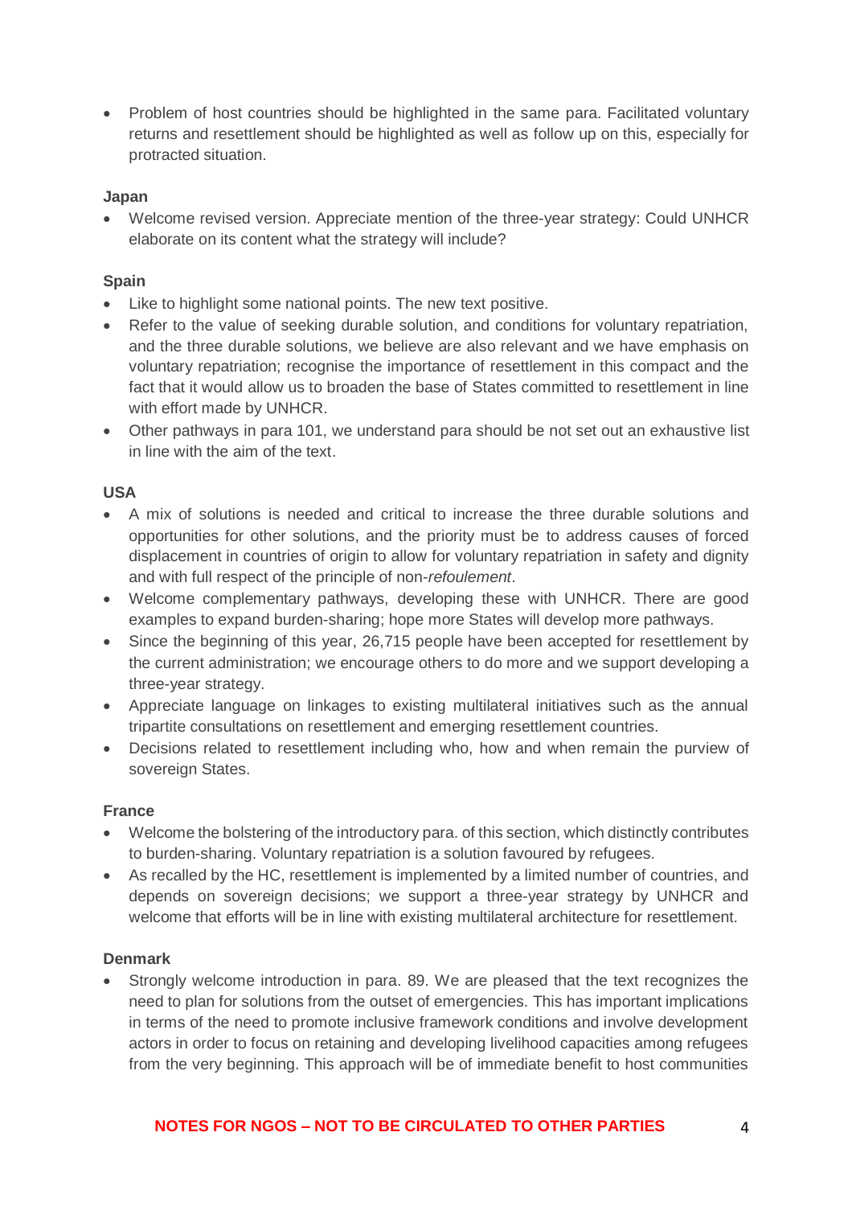- Problem of host countries should be highlighted in the same para. Facilitated voluntary returns and resettlement should be highlighted as well as follow up on this, especially for protracted situation.

**Japan**

- Welcome revised version. Appreciate mention of the three-year strategy: Could UNHCR elaborate on its content what the strategy will include?

**Spain**

- Like to highlight some national points. The new text positive.
- Refer to the value of seeking durable solution, and conditions for voluntary repatriation, and the three durable solutions, we believe are also relevant and we have emphasis on voluntary repatriation; recognise the importance of resettlement in this compact and the fact that it would allow us to broaden the base of States committed to resettlement in line with effort made by UNHCR.
- Other pathways in para 101, we understand para should be not set out an exhaustive list in line with the aim of the text.

**USA**

- A mix of solutions is needed and critical to increase the three durable solutions and opportunities for other solutions, and the priority must be to address causes of forced displacement in countries of origin to allow for voluntary repatriation in safety and dignity and with full respect of the principle of non-*refoulement*.
- Welcome complementary pathways, developing these with UNHCR. There are good examples to expand burden-sharing; hope more States will develop more pathways.
- Since the beginning of this year, 26,715 people have been accepted for resettlement by the current administration; we encourage others to do more and we support developing a three-year strategy.
- Appreciate language on linkages to existing multilateral initiatives such as the annual tripartite consultations on resettlement and emerging resettlement countries.
- Decisions related to resettlement including who, how and when remain the purview of sovereign States.

**France**

- Welcome the bolstering of the introductory para. of this section, which distinctly contributes to burden-sharing. Voluntary repatriation is a solution favoured by refugees.
- As recalled by the HC, resettlement is implemented by a limited number of countries, and depends on sovereign decisions; we support a three-year strategy by UNHCR and welcome that efforts will be in line with existing multilateral architecture for resettlement.

**Denmark**

- Strongly welcome introduction in para. 89. We are pleased that the text recognizes the need to plan for solutions from the outset of emergencies. This has important implications in terms of the need to promote inclusive framework conditions and involve development actors in order to focus on retaining and developing livelihood capacities among refugees from the very beginning. This approach will be of immediate benefit to host communities

**NOTES FOR NGOS – NOT TO BE CIRCULATED TO OTHER PARTIES**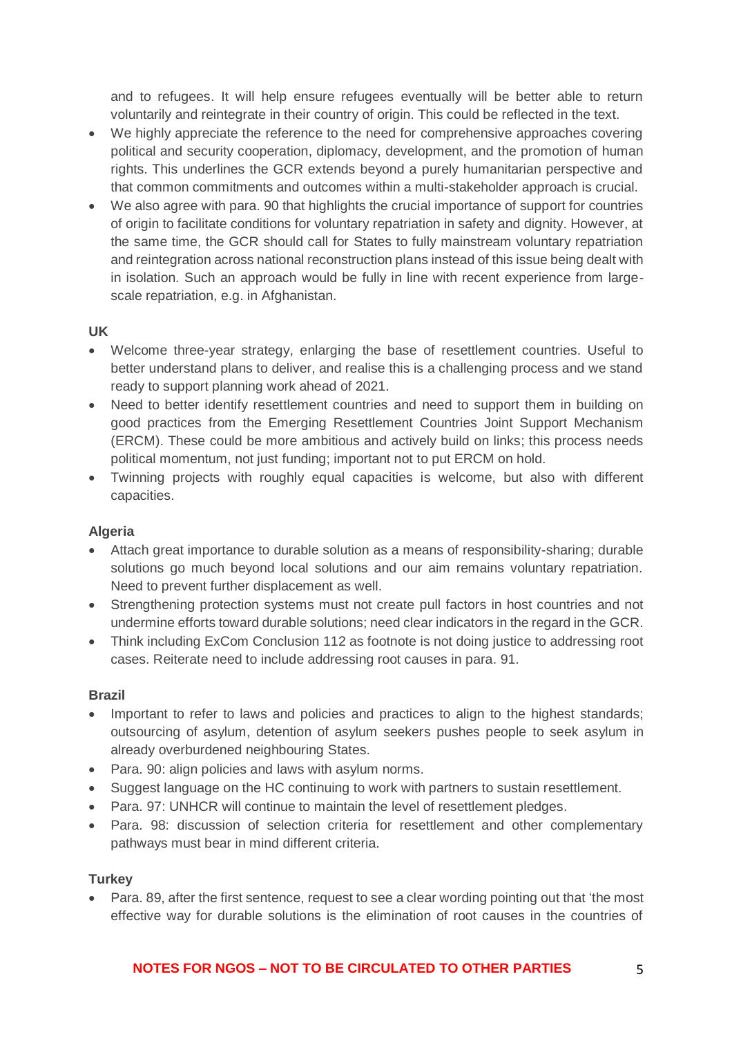and to refugees. It will help ensure refugees eventually will be better able to return voluntarily and reintegrate in their country of origin. This could be reflected in the text.

- We highly appreciate the reference to the need for comprehensive approaches covering political and security cooperation, diplomacy, development, and the promotion of human rights. This underlines the GCR extends beyond a purely humanitarian perspective and that common commitments and outcomes within a multi-stakeholder approach is crucial.
- We also agree with para. 90 that highlights the crucial importance of support for countries of origin to facilitate conditions for voluntary repatriation in safety and dignity. However, at the same time, the GCR should call for States to fully mainstream voluntary repatriation and reintegration across national reconstruction plans instead of this issue being dealt with in isolation. Such an approach would be fully in line with recent experience from large-scale repatriation, e.g. in Afghanistan.

**UK**

- Welcome three-year strategy, enlarging the base of resettlement countries. Useful to better understand plans to deliver, and realise this is a challenging process and we stand ready to support planning work ahead of 2021.
- Need to better identify resettlement countries and need to support them in building on good practices from the Emerging Resettlement Countries Joint Support Mechanism (ERCM). These could be more ambitious and actively build on links; this process needs political momentum, not just funding; important not to put ERCM on hold.
- Twinning projects with roughly equal capacities is welcome, but also with different capacities.

**Algeria**

- Attach great importance to durable solution as a means of responsibility-sharing; durable solutions go much beyond local solutions and our aim remains voluntary repatriation. Need to prevent further displacement as well.
- Strengthening protection systems must not create pull factors in host countries and not undermine efforts toward durable solutions; need clear indicators in the regard in the GCR.
- Think including ExCom Conclusion 112 as footnote is not doing justice to addressing root cases. Reiterate need to include addressing root causes in para. 91.

**Brazil**

- Important to refer to laws and policies and practices to align to the highest standards; outsourcing of asylum, detention of asylum seekers pushes people to seek asylum in already overburdened neighbouring States.
- Para. 90: align policies and laws with asylum norms.
- Suggest language on the HC continuing to work with partners to sustain resettlement.
- Para. 97: UNHCR will continue to maintain the level of resettlement pledges.
- Para. 98: discussion of selection criteria for resettlement and other complementary pathways must bear in mind different criteria.

**Turkey**

- Para. 89, after the first sentence, request to see a clear wording pointing out that 'the most effective way for durable solutions is the elimination of root causes in the countries of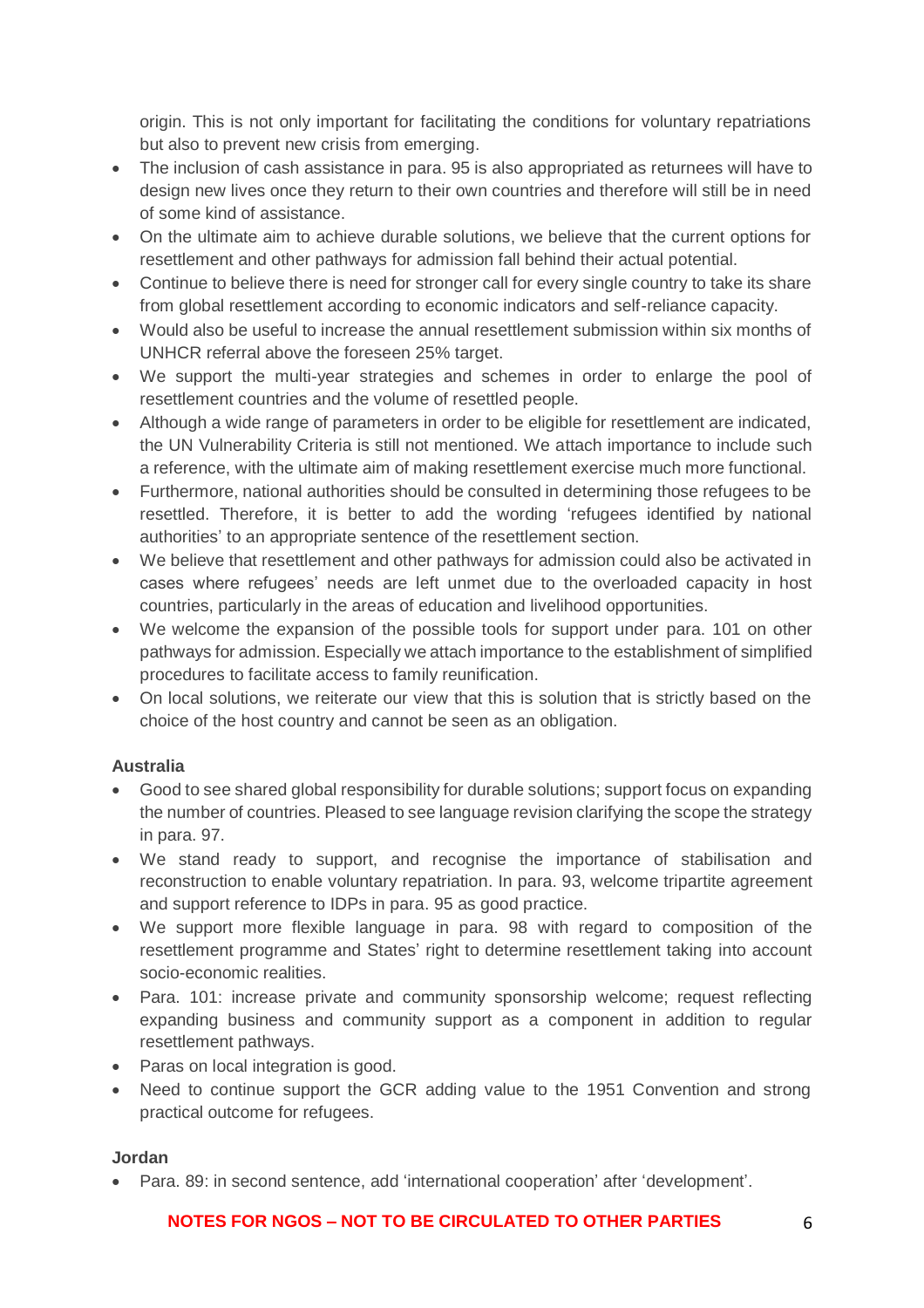origin. This is not only important for facilitating the conditions for voluntary repatriations but also to prevent new crisis from emerging.

- The inclusion of cash assistance in para. 95 is also appropriated as returnees will have to design new lives once they return to their own countries and therefore will still be in need of some kind of assistance.
- On the ultimate aim to achieve durable solutions, we believe that the current options for resettlement and other pathways for admission fall behind their actual potential.
- Continue to believe there is need for stronger call for every single country to take its share from global resettlement according to economic indicators and self-reliance capacity.
- Would also be useful to increase the annual resettlement submission within six months of UNHCR referral above the foreseen 25% target.
- We support the multi-year strategies and schemes in order to enlarge the pool of resettlement countries and the volume of resettled people.
- Although a wide range of parameters in order to be eligible for resettlement are indicated, the UN Vulnerability Criteria is still not mentioned. We attach importance to include such a reference, with the ultimate aim of making resettlement exercise much more functional.
- Furthermore, national authorities should be consulted in determining those refugees to be resettled. Therefore, it is better to add the wording 'refugees identified by national authorities' to an appropriate sentence of the resettlement section.
- We believe that resettlement and other pathways for admission could also be activated in cases where refugees' needs are left unmet due to the overloaded capacity in host countries, particularly in the areas of education and livelihood opportunities.
- We welcome the expansion of the possible tools for support under para. 101 on other pathways for admission. Especially we attach importance to the establishment of simplified procedures to facilitate access to family reunification.
- On local solutions, we reiterate our view that this is solution that is strictly based on the choice of the host country and cannot be seen as an obligation.

**Australia**

- Good to see shared global responsibility for durable solutions; support focus on expanding the number of countries. Pleased to see language revision clarifying the scope the strategy in para. 97.
- We stand ready to support, and recognise the importance of stabilisation and reconstruction to enable voluntary repatriation. In para. 93, welcome tripartite agreement and support reference to IDPs in para. 95 as good practice.
- We support more flexible language in para. 98 with regard to composition of the resettlement programme and States' right to determine resettlement taking into account socio-economic realities.
- Para. 101: increase private and community sponsorship welcome; request reflecting expanding business and community support as a component in addition to regular resettlement pathways.
- Paras on local integration is good.
- Need to continue support the GCR adding value to the 1951 Convention and strong practical outcome for refugees.

**Jordan**

- Para. 89: in second sentence, add 'international cooperation' after 'development'.

**NOTES FOR NGOS – NOT TO BE CIRCULATED TO OTHER PARTIES**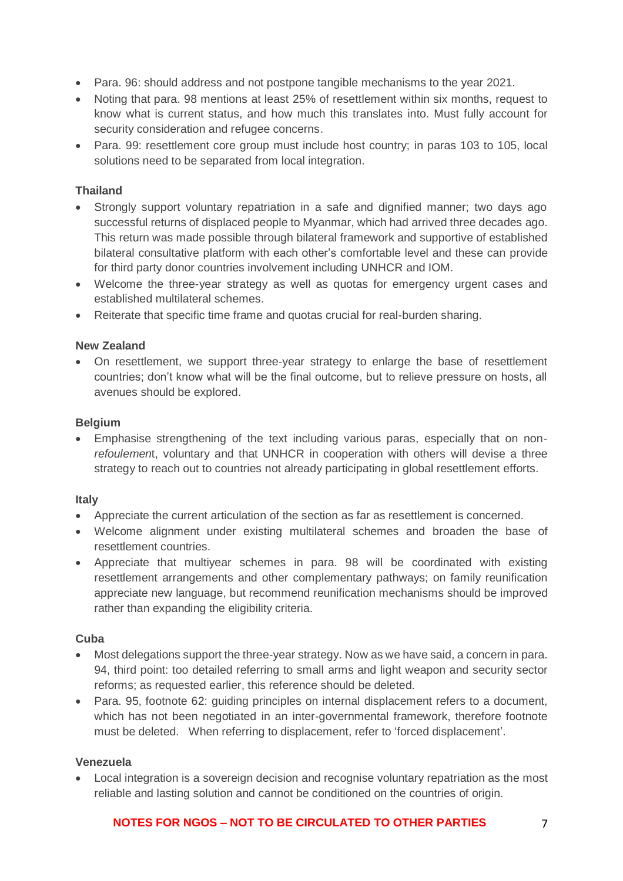- Para. 96: should address and not postpone tangible mechanisms to the year 2021.
- Noting that para. 98 mentions at least 25% of resettlement within six months, request to know what is current status, and how much this translates into. Must fully account for security consideration and refugee concerns.
- Para. 99: resettlement core group must include host country; in paras 103 to 105, local solutions need to be separated from local integration.

**Thailand**

- Strongly support voluntary repatriation in a safe and dignified manner; two days ago successful returns of displaced people to Myanmar, which had arrived three decades ago. This return was made possible through bilateral framework and supportive of established bilateral consultative platform with each other's comfortable level and these can provide for third party donor countries involvement including UNHCR and IOM.
- Welcome the three-year strategy as well as quotas for emergency urgent cases and established multilateral schemes.
- Reiterate that specific time frame and quotas crucial for real-burden sharing.

**New Zealand**

- On resettlement, we support three-year strategy to enlarge the base of resettlement countries; don't know what will be the final outcome, but to relieve pressure on hosts, all avenues should be explored.

**Belgium**

- Emphasise strengthening of the text including various paras, especially that on non-*refoulemen*t, voluntary and that UNHCR in cooperation with others will devise a three strategy to reach out to countries not already participating in global resettlement efforts.

**Italy**

- Appreciate the current articulation of the section as far as resettlement is concerned.
- Welcome alignment under existing multilateral schemes and broaden the base of resettlement countries.
- Appreciate that multiyear schemes in para. 98 will be coordinated with existing resettlement arrangements and other complementary pathways; on family reunification appreciate new language, but recommend reunification mechanisms should be improved rather than expanding the eligibility criteria.

**Cuba**

- Most delegations support the three-year strategy. Now as we have said, a concern in para. 94, third point: too detailed referring to small arms and light weapon and security sector reforms; as requested earlier, this reference should be deleted.
- Para. 95, footnote 62: guiding principles on internal displacement refers to a document, which has not been negotiated in an inter-governmental framework, therefore footnote must be deleted. When referring to displacement, refer to 'forced displacement'.

**Venezuela**

- Local integration is a sovereign decision and recognise voluntary repatriation as the most reliable and lasting solution and cannot be conditioned on the countries of origin.

**NOTES FOR NGOS – NOT TO BE CIRCULATED TO OTHER PARTIES**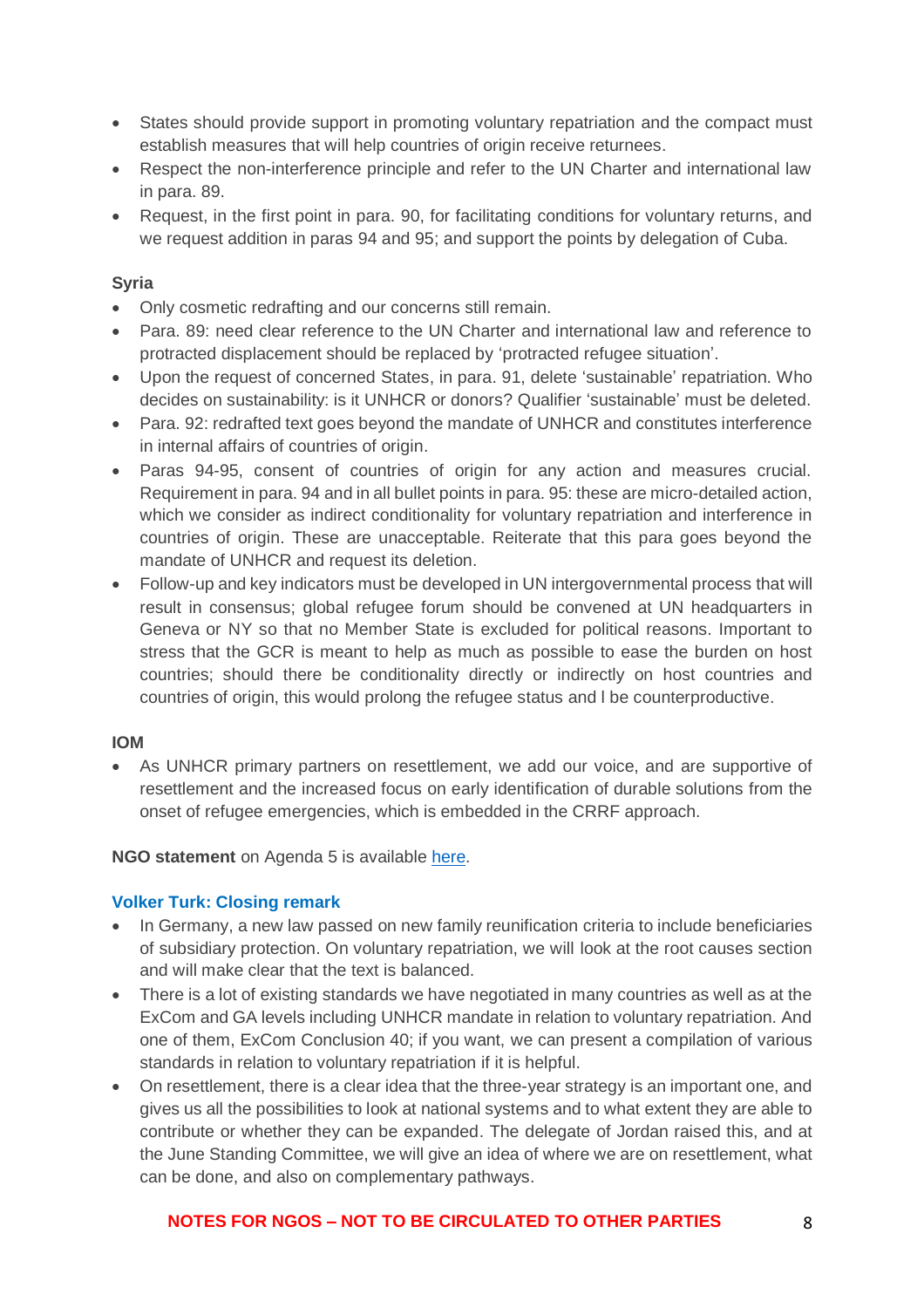- States should provide support in promoting voluntary repatriation and the compact must establish measures that will help countries of origin receive returnees.
- Respect the non-interference principle and refer to the UN Charter and international law in para. 89.
- Request, in the first point in para. 90, for facilitating conditions for voluntary returns, and we request addition in paras 94 and 95; and support the points by delegation of Cuba.

**Syria**

- Only cosmetic redrafting and our concerns still remain.
- Para. 89: need clear reference to the UN Charter and international law and reference to protracted displacement should be replaced by 'protracted refugee situation'.
- Upon the request of concerned States, in para. 91, delete 'sustainable' repatriation. Who decides on sustainability: is it UNHCR or donors? Qualifier 'sustainable' must be deleted.
- Para. 92: redrafted text goes beyond the mandate of UNHCR and constitutes interference in internal affairs of countries of origin.
- Paras 94-95, consent of countries of origin for any action and measures crucial. Requirement in para. 94 and in all bullet points in para. 95: these are micro-detailed action, which we consider as indirect conditionality for voluntary repatriation and interference in countries of origin. These are unacceptable. Reiterate that this para goes beyond the mandate of UNHCR and request its deletion.
- Follow-up and key indicators must be developed in UN intergovernmental process that will result in consensus; global refugee forum should be convened at UN headquarters in Geneva or NY so that no Member State is excluded for political reasons. Important to stress that the GCR is meant to help as much as possible to ease the burden on host countries; should there be conditionality directly or indirectly on host countries and countries of origin, this would prolong the refugee status and l be counterproductive.

**IOM**

- As UNHCR primary partners on resettlement, we add our voice, and are supportive of resettlement and the increased focus on early identification of durable solutions from the onset of refugee emergencies, which is embedded in the CRRF approach.

**NGO statement** on Agenda 5 is available here.

**Volker Turk: Closing remark**

- In Germany, a new law passed on new family reunification criteria to include beneficiaries of subsidiary protection. On voluntary repatriation, we will look at the root causes section and will make clear that the text is balanced.
- There is a lot of existing standards we have negotiated in many countries as well as at the ExCom and GA levels including UNHCR mandate in relation to voluntary repatriation. And one of them, ExCom Conclusion 40; if you want, we can present a compilation of various standards in relation to voluntary repatriation if it is helpful.
- On resettlement, there is a clear idea that the three-year strategy is an important one, and gives us all the possibilities to look at national systems and to what extent they are able to contribute or whether they can be expanded. The delegate of Jordan raised this, and at the June Standing Committee, we will give an idea of where we are on resettlement, what can be done, and also on complementary pathways.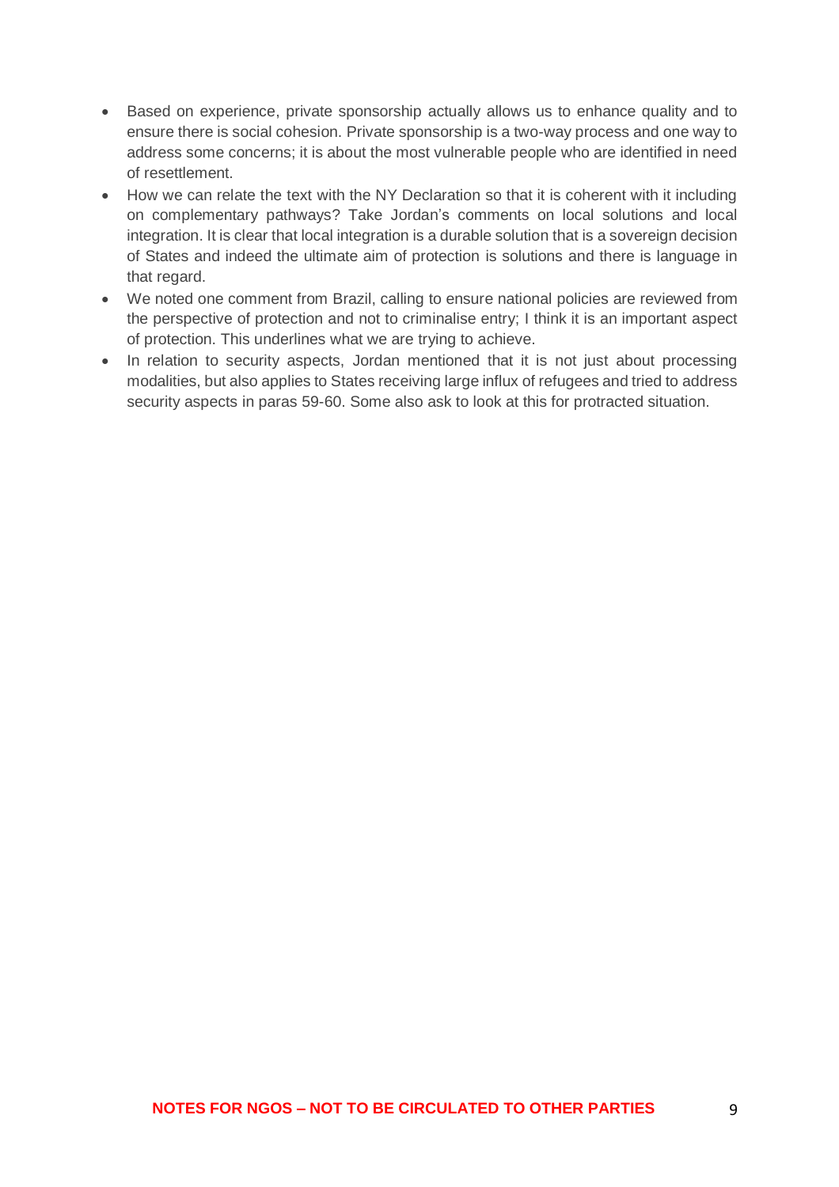- Based on experience, private sponsorship actually allows us to enhance quality and to ensure there is social cohesion. Private sponsorship is a two-way process and one way to address some concerns; it is about the most vulnerable people who are identified in need of resettlement.
- How we can relate the text with the NY Declaration so that it is coherent with it including on complementary pathways? Take Jordan's comments on local solutions and local integration. It is clear that local integration is a durable solution that is a sovereign decision of States and indeed the ultimate aim of protection is solutions and there is language in that regard.
- We noted one comment from Brazil, calling to ensure national policies are reviewed from the perspective of protection and not to criminalise entry; I think it is an important aspect of protection. This underlines what we are trying to achieve.
- In relation to security aspects, Jordan mentioned that it is not just about processing modalities, but also applies to States receiving large influx of refugees and tried to address security aspects in paras 59-60. Some also ask to look at this for protracted situation.